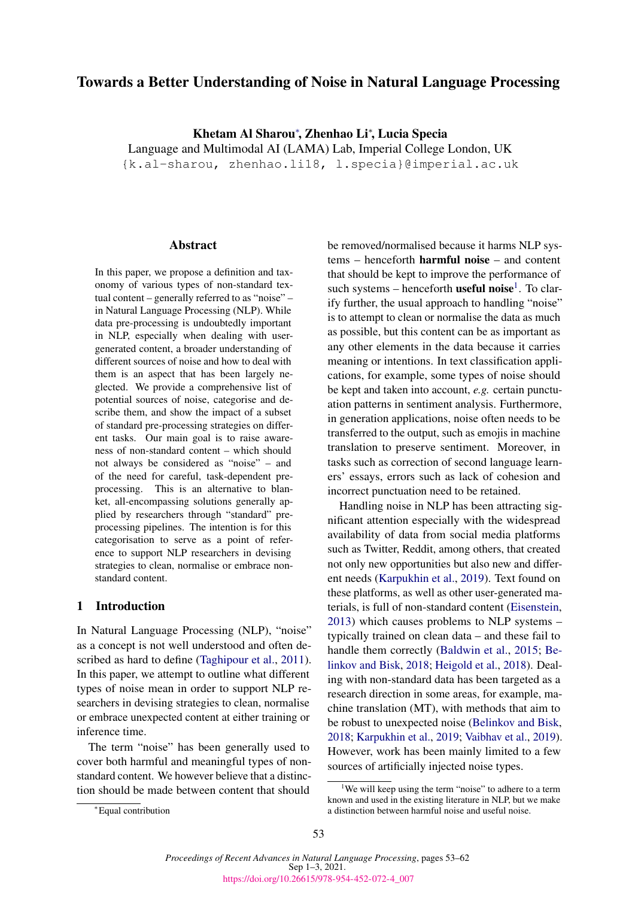# Towards a Better Understanding of Noise in Natural Language Processing

**Khetam Al Sharou**[*], **Zhenhao Li**[*], **Lucia Specia**

Language and Multimodal AI (LAMA) Lab, Imperial College London, UK

{k.al-sharou, zhenhao.li18, l.specia}@imperial.ac.uk

## Abstract

In this paper, we propose a definition and taxonomy of various types of non-standard textual content – generally referred to as "noise" – in Natural Language Processing (NLP). While data pre-processing is undoubtedly important in NLP, especially when dealing with user-generated content, a broader understanding of different sources of noise and how to deal with them is an aspect that has been largely neglected. We provide a comprehensive list of potential sources of noise, categorise and describe them, and show the impact of a subset of standard pre-processing strategies on different tasks. Our main goal is to raise awareness of non-standard content – which should not always be considered as "noise" – and of the need for careful, task-dependent pre-processing. This is an alternative to blanket, all-encompassing solutions generally applied by researchers through "standard" pre-processing pipelines. The intention is for this categorisation to serve as a point of reference to support NLP researchers in devising strategies to clean, normalise or embrace non-standard content.

## 1 Introduction

In Natural Language Processing (NLP), "noise" as a concept is not well understood and often described as hard to define (Taghipour et al., 2011). In this paper, we attempt to outline what different types of noise mean in order to support NLP researchers in devising strategies to clean, normalise or embrace unexpected content at either training or inference time.

The term "noise" has been generally used to cover both harmful and meaningful types of non-standard content. We however believe that a distinction should be made between content that should be removed/normalised because it harms NLP systems – henceforth **harmful noise** – and content that should be kept to improve the performance of such systems – henceforth **useful noise**[1]. To clarify further, the usual approach to handling "noise" is to attempt to clean or normalise the data as much as possible, but this content can be as important as any other elements in the data because it carries meaning or intentions. In text classification applications, for example, some types of noise should be kept and taken into account, *e.g.* certain punctuation patterns in sentiment analysis. Furthermore, in generation applications, noise often needs to be transferred to the output, such as emojis in machine translation to preserve sentiment. Moreover, in tasks such as correction of second language learners' essays, errors such as lack of cohesion and incorrect punctuation need to be retained.

Handling noise in NLP has been attracting significant attention especially with the widespread availability of data from social media platforms such as Twitter, Reddit, among others, that created not only new opportunities but also new and different needs (Karpukhin et al., 2019). Text found on these platforms, as well as other user-generated materials, is full of non-standard content (Eisenstein, 2013) which causes problems to NLP systems – typically trained on clean data – and these fail to handle them correctly (Baldwin et al., 2015; Belinkov and Bisk, 2018; Heigold et al., 2018). Dealing with non-standard data has been targeted as a research direction in some areas, for example, machine translation (MT), with methods that aim to be robust to unexpected noise (Belinkov and Bisk, 2018; Karpukhin et al., 2019; Vaibhav et al., 2019). However, work has been mainly limited to a few sources of artificially injected noise types.

[*]Equal contribution

[1]We will keep using the term "noise" to adhere to a term known and used in the existing literature in NLP, but we make a distinction between harmful noise and useful noise.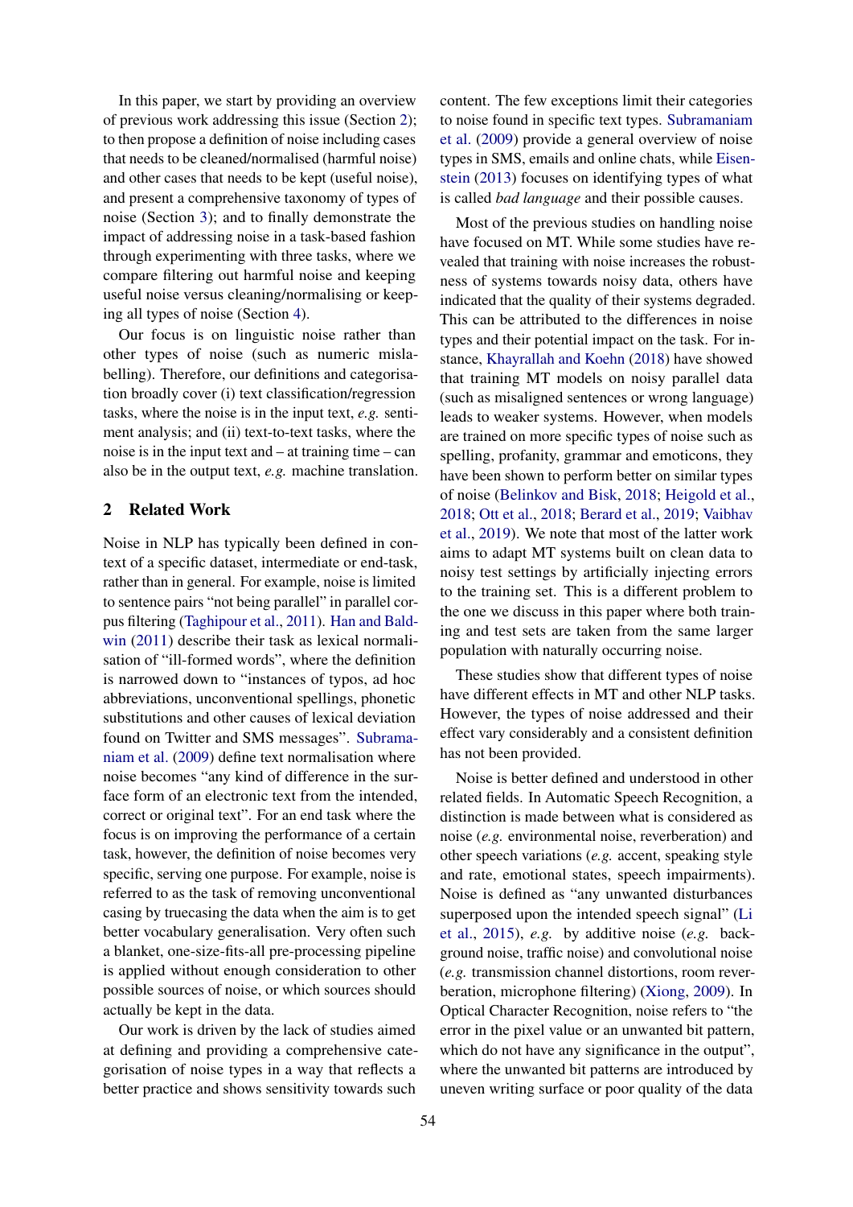In this paper, we start by providing an overview of previous work addressing this issue (Section 2); to then propose a definition of noise including cases that needs to be cleaned/normalised (harmful noise) and other cases that needs to be kept (useful noise), and present a comprehensive taxonomy of types of noise (Section 3); and to finally demonstrate the impact of addressing noise in a task-based fashion through experimenting with three tasks, where we compare filtering out harmful noise and keeping useful noise versus cleaning/normalising or keeping all types of noise (Section 4).

Our focus is on linguistic noise rather than other types of noise (such as numeric mislabelling). Therefore, our definitions and categorisation broadly cover (i) text classification/regression tasks, where the noise is in the input text, *e.g.* sentiment analysis; and (ii) text-to-text tasks, where the noise is in the input text and – at training time – can also be in the output text, *e.g.* machine translation.

## 2 Related Work

Noise in NLP has typically been defined in context of a specific dataset, intermediate or end-task, rather than in general. For example, noise is limited to sentence pairs "not being parallel" in parallel corpus filtering (Taghipour et al., 2011). Han and Baldwin (2011) describe their task as lexical normalisation of "ill-formed words", where the definition is narrowed down to "instances of typos, ad hoc abbreviations, unconventional spellings, phonetic substitutions and other causes of lexical deviation found on Twitter and SMS messages". Subramaniam et al. (2009) define text normalisation where noise becomes "any kind of difference in the surface form of an electronic text from the intended, correct or original text". For an end task where the focus is on improving the performance of a certain task, however, the definition of noise becomes very specific, serving one purpose. For example, noise is referred to as the task of removing unconventional casing by truecasing the data when the aim is to get better vocabulary generalisation. Very often such a blanket, one-size-fits-all pre-processing pipeline is applied without enough consideration to other possible sources of noise, or which sources should actually be kept in the data.

Our work is driven by the lack of studies aimed at defining and providing a comprehensive categorisation of noise types in a way that reflects a better practice and shows sensitivity towards such content. The few exceptions limit their categories to noise found in specific text types. Subramaniam et al. (2009) provide a general overview of noise types in SMS, emails and online chats, while Eisenstein (2013) focuses on identifying types of what is called *bad language* and their possible causes.

Most of the previous studies on handling noise have focused on MT. While some studies have revealed that training with noise increases the robustness of systems towards noisy data, others have indicated that the quality of their systems degraded. This can be attributed to the differences in noise types and their potential impact on the task. For instance, Khayrallah and Koehn (2018) have showed that training MT models on noisy parallel data (such as misaligned sentences or wrong language) leads to weaker systems. However, when models are trained on more specific types of noise such as spelling, profanity, grammar and emoticons, they have been shown to perform better on similar types of noise (Belinkov and Bisk, 2018; Heigold et al., 2018; Ott et al., 2018; Berard et al., 2019; Vaibhav et al., 2019). We note that most of the latter work aims to adapt MT systems built on clean data to noisy test settings by artificially injecting errors to the training set. This is a different problem to the one we discuss in this paper where both training and test sets are taken from the same larger population with naturally occurring noise.

These studies show that different types of noise have different effects in MT and other NLP tasks. However, the types of noise addressed and their effect vary considerably and a consistent definition has not been provided.

Noise is better defined and understood in other related fields. In Automatic Speech Recognition, a distinction is made between what is considered as noise (*e.g.* environmental noise, reverberation) and other speech variations (*e.g.* accent, speaking style and rate, emotional states, speech impairments). Noise is defined as "any unwanted disturbances superposed upon the intended speech signal" (Li et al., 2015), *e.g.* by additive noise (*e.g.* background noise, traffic noise) and convolutional noise (*e.g.* transmission channel distortions, room reverberation, microphone filtering) (Xiong, 2009). In Optical Character Recognition, noise refers to "the error in the pixel value or an unwanted bit pattern, which do not have any significance in the output", where the unwanted bit patterns are introduced by uneven writing surface or poor quality of the data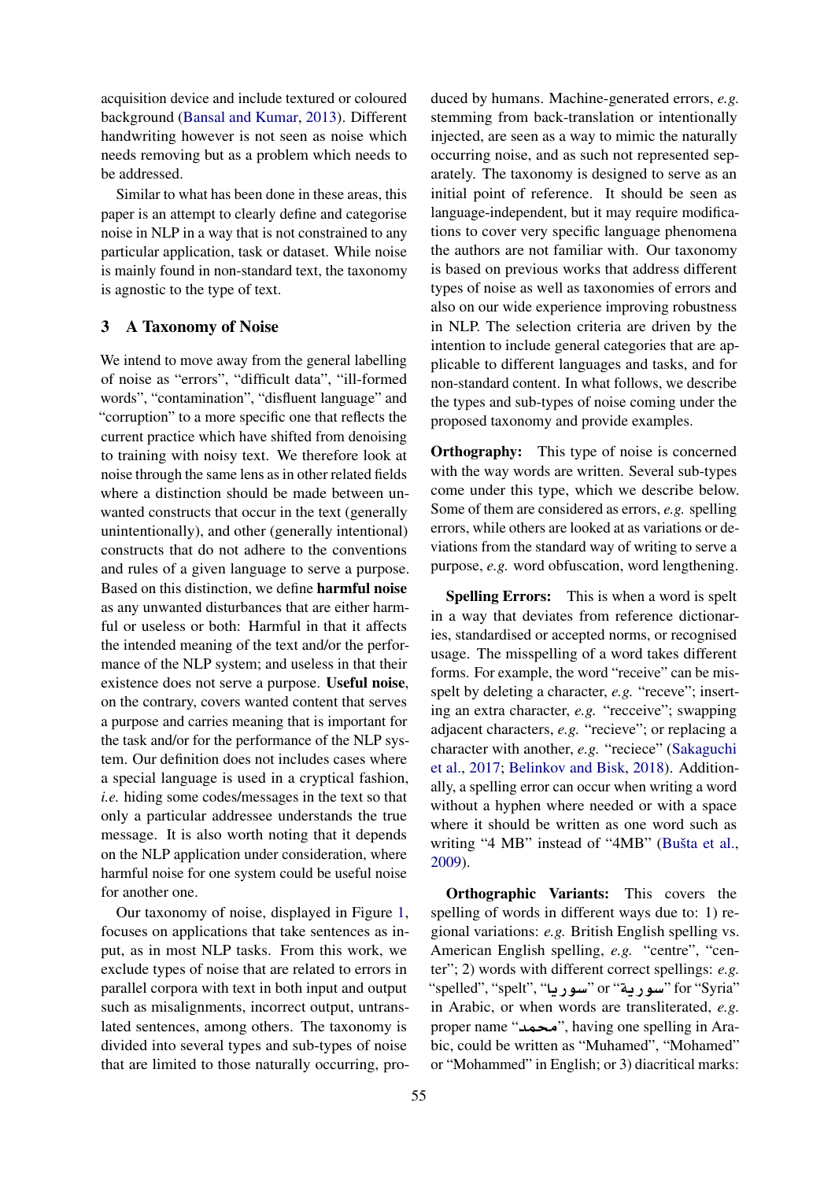acquisition device and include textured or coloured background (Bansal and Kumar, 2013). Different handwriting however is not seen as noise which needs removing but as a problem which needs to be addressed.

Similar to what has been done in these areas, this paper is an attempt to clearly define and categorise noise in NLP in a way that is not constrained to any particular application, task or dataset. While noise is mainly found in non-standard text, the taxonomy is agnostic to the type of text.

## 3 A Taxonomy of Noise

We intend to move away from the general labelling of noise as "errors", "difficult data", "ill-formed words", "contamination", "disfluent language" and "corruption" to a more specific one that reflects the current practice which have shifted from denoising to training with noisy text. We therefore look at noise through the same lens as in other related fields where a distinction should be made between unwanted constructs that occur in the text (generally unintentionally), and other (generally intentional) constructs that do not adhere to the conventions and rules of a given language to serve a purpose. Based on this distinction, we define **harmful noise** as any unwanted disturbances that are either harmful or useless or both: Harmful in that it affects the intended meaning of the text and/or the performance of the NLP system; and useless in that their existence does not serve a purpose. **Useful noise**, on the contrary, covers wanted content that serves a purpose and carries meaning that is important for the task and/or for the performance of the NLP system. Our definition does not includes cases where a special language is used in a cryptical fashion, *i.e.* hiding some codes/messages in the text so that only a particular addressee understands the true message. It is also worth noting that it depends on the NLP application under consideration, where harmful noise for one system could be useful noise for another one.

Our taxonomy of noise, displayed in Figure 1, focuses on applications that take sentences as input, as in most NLP tasks. From this work, we exclude types of noise that are related to errors in parallel corpora with text in both input and output such as misalignments, incorrect output, untranslated sentences, among others. The taxonomy is divided into several types and sub-types of noise that are limited to those naturally occurring, produced by humans. Machine-generated errors, *e.g.* stemming from back-translation or intentionally injected, are seen as a way to mimic the naturally occurring noise, and as such not represented separately. The taxonomy is designed to serve as an initial point of reference. It should be seen as language-independent, but it may require modifications to cover very specific language phenomena the authors are not familiar with. Our taxonomy is based on previous works that address different types of noise as well as taxonomies of errors and also on our wide experience improving robustness in NLP. The selection criteria are driven by the intention to include general categories that are applicable to different languages and tasks, and for non-standard content. In what follows, we describe the types and sub-types of noise coming under the proposed taxonomy and provide examples.

**Orthography:** This type of noise is concerned with the way words are written. Several sub-types come under this type, which we describe below. Some of them are considered as errors, *e.g.* spelling errors, while others are looked at as variations or deviations from the standard way of writing to serve a purpose, *e.g.* word obfuscation, word lengthening.

**Spelling Errors:** This is when a word is spelt in a way that deviates from reference dictionaries, standardised or accepted norms, or recognised usage. The misspelling of a word takes different forms. For example, the word "receive" can be misspelt by deleting a character, *e.g.* "receve"; inserting an extra character, *e.g.* "recceive"; swapping adjacent characters, *e.g.* "recieve"; or replacing a character with another, *e.g.* "reciece" (Sakaguchi et al., 2017; Belinkov and Bisk, 2018). Additionally, a spelling error can occur when writing a word without a hyphen where needed or with a space where it should be written as one word such as writing "4 MB" instead of "4MB" (Bušta et al., 2009).

**Orthographic Variants:** This covers the spelling of words in different ways due to: 1) regional variations: *e.g.* British English spelling vs. American English spelling, *e.g.* "centre", "center"; 2) words with different correct spellings: *e.g.* "spelled", "spelt", "سوريا" or "سورية" for "Syria" in Arabic, or when words are transliterated, *e.g.* proper name "محمد", having one spelling in Arabic, could be written as "Muhamed", "Mohamed" or "Mohammed" in English; or 3) diacritical marks: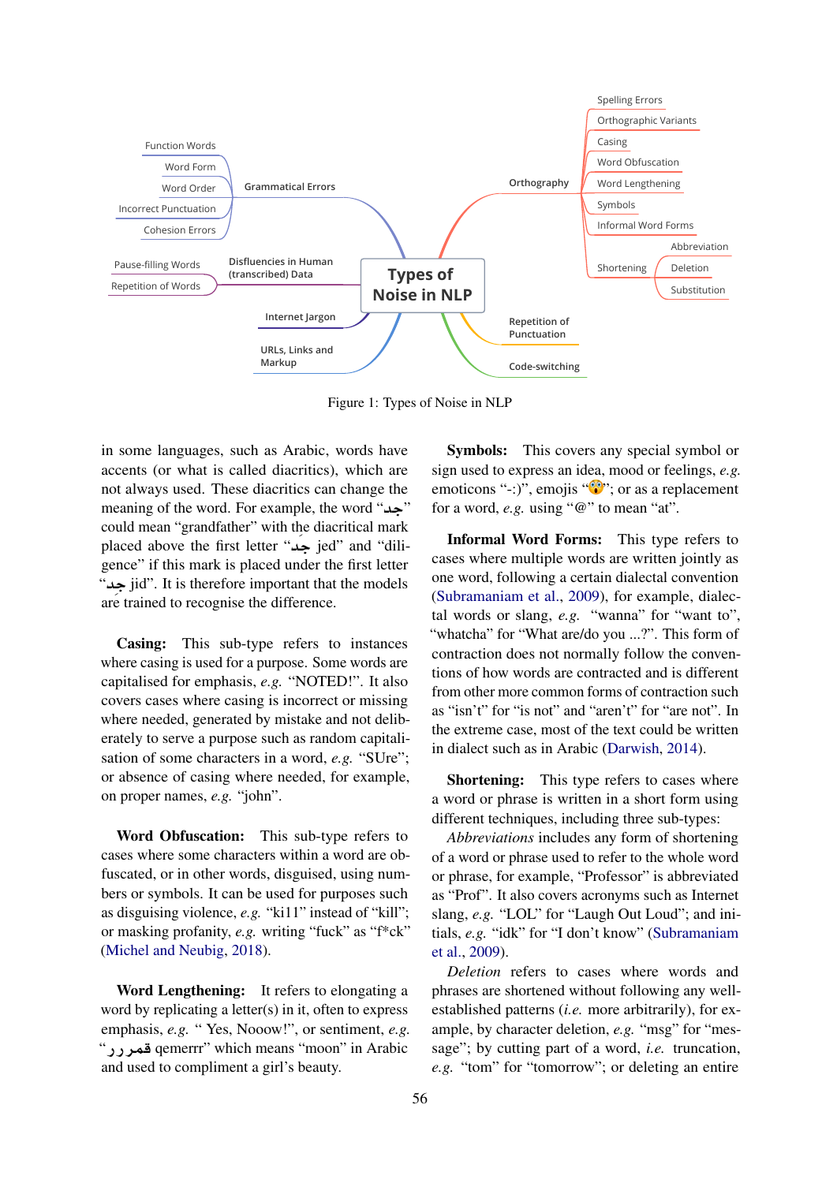Figure 1: Types of Noise in NLP

in some languages, such as Arabic, words have accents (or what is called diacritics), which are not always used. These diacritics can change the meaning of the word. For example, the word "جد" could mean "grandfather" with the diacritical mark placed above the first letter "جَد jed" and "diligence" if this mark is placed under the first letter "جِد jid". It is therefore important that the models are trained to recognise the difference.

**Casing:** This sub-type refers to instances where casing is used for a purpose. Some words are capitalised for emphasis, *e.g.* "NOTED!". It also covers cases where casing is incorrect or missing where needed, generated by mistake and not deliberately to serve a purpose such as random capitalisation of some characters in a word, *e.g.* "SUre"; or absence of casing where needed, for example, on proper names, *e.g.* "john".

**Word Obfuscation:** This sub-type refers to cases where some characters within a word are obfuscated, or in other words, disguised, using numbers or symbols. It can be used for purposes such as disguising violence, *e.g.* "ki11" instead of "kill"; or masking profanity, *e.g.* writing "fuck" as "f*ck" (Michel and Neubig, 2018).

**Word Lengthening:** It refers to elongating a word by replicating a letter(s) in it, often to express emphasis, *e.g.* " Yes, Nooow!", or sentiment, *e.g.* "قمررر qemerrr" which means "moon" in Arabic and used to compliment a girl's beauty.

**Symbols:** This covers any special symbol or sign used to express an idea, mood or feelings, *e.g.* emoticons ":-)", emojis "😲"; or as a replacement for a word, *e.g.* using "@" to mean "at".

**Informal Word Forms:** This type refers to cases where multiple words are written jointly as one word, following a certain dialectal convention (Subramaniam et al., 2009), for example, dialectal words or slang, *e.g.* "wanna" for "want to", "whatcha" for "What are/do you ...?". This form of contraction does not normally follow the conventions of how words are contracted and is different from other more common forms of contraction such as "isn't" for "is not" and "aren't" for "are not". In the extreme case, most of the text could be written in dialect such as in Arabic (Darwish, 2014).

**Shortening:** This type refers to cases where a word or phrase is written in a short form using different techniques, including three sub-types:

*Abbreviations* includes any form of shortening of a word or phrase used to refer to the whole word or phrase, for example, "Professor" is abbreviated as "Prof". It also covers acronyms such as Internet slang, *e.g.* "LOL" for "Laugh Out Loud"; and initials, *e.g.* "idk" for "I don't know" (Subramaniam et al., 2009).

*Deletion* refers to cases where words and phrases are shortened without following any well-established patterns (*i.e.* more arbitrarily), for example, by character deletion, *e.g.* "msg" for "message"; by cutting part of a word, *i.e.* truncation, *e.g.* "tom" for "tomorrow"; or deleting an entire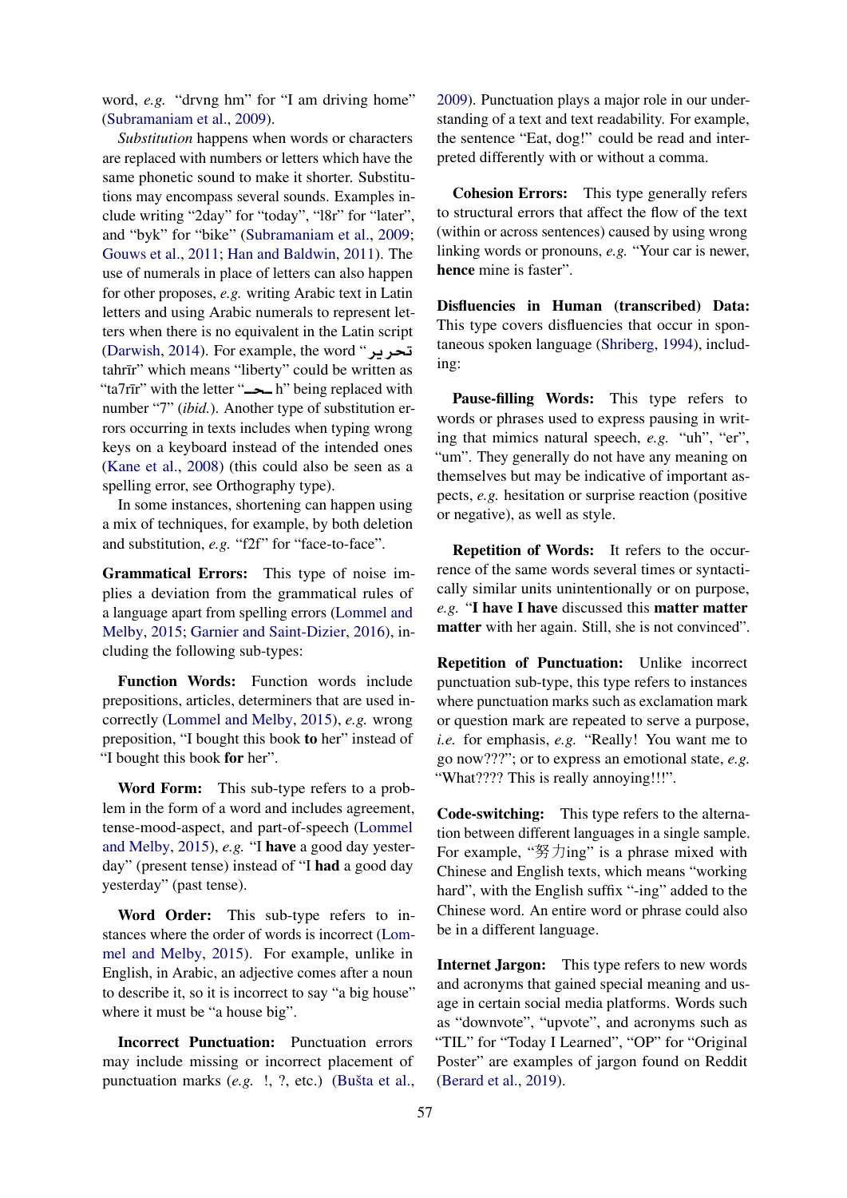word, *e.g.* "drvng hm" for "I am driving home" (Subramaniam et al., 2009).

*Substitution* happens when words or characters are replaced with numbers or letters which have the same phonetic sound to make it shorter. Substitutions may encompass several sounds. Examples include writing "2day" for "today", "l8r" for "later", and "byk" for "bike" (Subramaniam et al., 2009; Gouws et al., 2011; Han and Baldwin, 2011). The use of numerals in place of letters can also happen for other proposes, *e.g.* writing Arabic text in Latin letters and using Arabic numerals to represent letters when there is no equivalent in the Latin script (Darwish, 2014). For example, the word "تحرير tahrīr" which means "liberty" could be written as "ta7rīr" with the letter "ـحـ h" being replaced with number "7" (*ibid.*). Another type of substitution errors occurring in texts includes when typing wrong keys on a keyboard instead of the intended ones (Kane et al., 2008) (this could also be seen as a spelling error, see Orthography type).

In some instances, shortening can happen using a mix of techniques, for example, by both deletion and substitution, *e.g.* "f2f" for "face-to-face".

**Grammatical Errors:** This type of noise implies a deviation from the grammatical rules of a language apart from spelling errors (Lommel and Melby, 2015; Garnier and Saint-Dizier, 2016), including the following sub-types:

**Function Words:** Function words include prepositions, articles, determiners that are used incorrectly (Lommel and Melby, 2015), *e.g.* wrong preposition, "I bought this book **to** her" instead of "I bought this book **for** her".

**Word Form:** This sub-type refers to a problem in the form of a word and includes agreement, tense-mood-aspect, and part-of-speech (Lommel and Melby, 2015), *e.g.* "I **have** a good day yesterday" (present tense) instead of "I **had** a good day yesterday" (past tense).

**Word Order:** This sub-type refers to instances where the order of words is incorrect (Lommel and Melby, 2015). For example, unlike in English, in Arabic, an adjective comes after a noun to describe it, so it is incorrect to say "a big house" where it must be "a house big".

**Incorrect Punctuation:** Punctuation errors may include missing or incorrect placement of punctuation marks (*e.g.* !, ?, etc.) (Bušta et al., 2009). Punctuation plays a major role in our understanding of a text and text readability. For example, the sentence "Eat, dog!" could be read and interpreted differently with or without a comma.

**Cohesion Errors:** This type generally refers to structural errors that affect the flow of the text (within or across sentences) caused by using wrong linking words or pronouns, *e.g.* "Your car is newer, **hence** mine is faster".

**Disfluencies in Human (transcribed) Data:** This type covers disfluencies that occur in spontaneous spoken language (Shriberg, 1994), including:

**Pause-filling Words:** This type refers to words or phrases used to express pausing in writing that mimics natural speech, *e.g.* "uh", "er", "um". They generally do not have any meaning on themselves but may be indicative of important aspects, *e.g.* hesitation or surprise reaction (positive or negative), as well as style.

**Repetition of Words:** It refers to the occurrence of the same words several times or syntactically similar units unintentionally or on purpose, *e.g.* "**I have I have** discussed this **matter matter matter** with her again. Still, she is not convinced".

**Repetition of Punctuation:** Unlike incorrect punctuation sub-type, this type refers to instances where punctuation marks such as exclamation mark or question mark are repeated to serve a purpose, *i.e.* for emphasis, *e.g.* "Really! You want me to go now???"; or to express an emotional state, *e.g.* "What???? This is really annoying!!!".

**Code-switching:** This type refers to the alternation between different languages in a single sample. For example, "努力ing" is a phrase mixed with Chinese and English texts, which means "working hard", with the English suffix "-ing" added to the Chinese word. An entire word or phrase could also be in a different language.

**Internet Jargon:** This type refers to new words and acronyms that gained special meaning and usage in certain social media platforms. Words such as "downvote", "upvote", and acronyms such as "TIL" for "Today I Learned", "OP" for "Original Poster" are examples of jargon found on Reddit (Berard et al., 2019).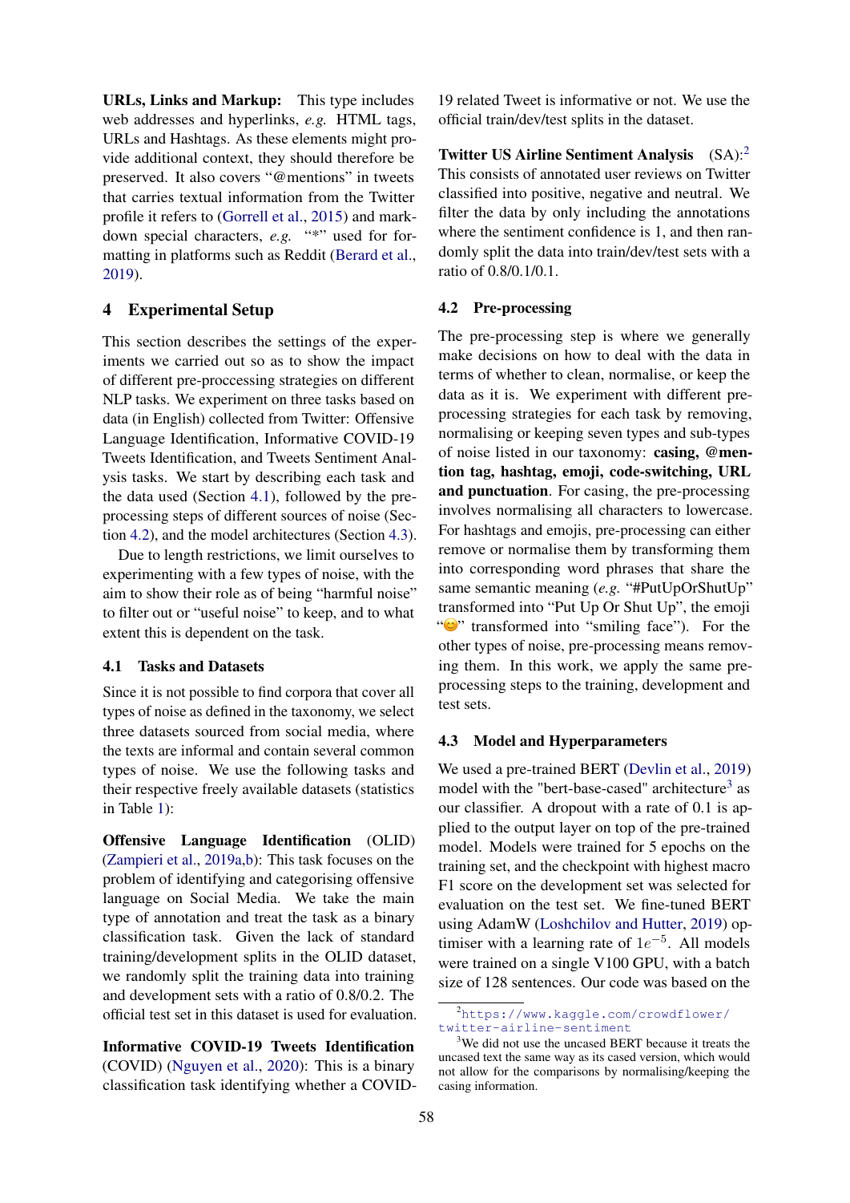**URLs, Links and Markup:** This type includes web addresses and hyperlinks, *e.g.* HTML tags, URLs and Hashtags. As these elements might provide additional context, they should therefore be preserved. It also covers "@mentions" in tweets that carries textual information from the Twitter profile it refers to (Gorrell et al., 2015) and markdown special characters, *e.g.* "*" used for formatting in platforms such as Reddit (Berard et al., 2019).

## 4 Experimental Setup

This section describes the settings of the experiments we carried out so as to show the impact of different pre-proccessing strategies on different NLP tasks. We experiment on three tasks based on data (in English) collected from Twitter: Offensive Language Identification, Informative COVID-19 Tweets Identification, and Tweets Sentiment Analysis tasks. We start by describing each task and the data used (Section 4.1), followed by the pre-processing steps of different sources of noise (Section 4.2), and the model architectures (Section 4.3).

Due to length restrictions, we limit ourselves to experimenting with a few types of noise, with the aim to show their role as of being "harmful noise" to filter out or "useful noise" to keep, and to what extent this is dependent on the task.

### 4.1 Tasks and Datasets

Since it is not possible to find corpora that cover all types of noise as defined in the taxonomy, we select three datasets sourced from social media, where the texts are informal and contain several common types of noise. We use the following tasks and their respective freely available datasets (statistics in Table 1):

**Offensive Language Identification** (OLID) (Zampieri et al., 2019a,b): This task focuses on the problem of identifying and categorising offensive language on Social Media. We take the main type of annotation and treat the task as a binary classification task. Given the lack of standard training/development splits in the OLID dataset, we randomly split the training data into training and development sets with a ratio of 0.8/0.2. The official test set in this dataset is used for evaluation.

**Informative COVID-19 Tweets Identification** (COVID) (Nguyen et al., 2020): This is a binary classification task identifying whether a COVID-19 related Tweet is informative or not. We use the official train/dev/test splits in the dataset.

**Twitter US Airline Sentiment Analysis** (SA):[2] This consists of annotated user reviews on Twitter classified into positive, negative and neutral. We filter the data by only including the annotations where the sentiment confidence is 1, and then randomly split the data into train/dev/test sets with a ratio of 0.8/0.1/0.1.

### 4.2 Pre-processing

The pre-processing step is where we generally make decisions on how to deal with the data in terms of whether to clean, normalise, or keep the data as it is. We experiment with different pre-processing strategies for each task by removing, normalising or keeping seven types and sub-types of noise listed in our taxonomy: **casing, @mention tag, hashtag, emoji, code-switching, URL and punctuation**. For casing, the pre-processing involves normalising all characters to lowercase. For hashtags and emojis, pre-processing can either remove or normalise them by transforming them into corresponding word phrases that share the same semantic meaning (*e.g.* "#PutUpOrShutUp" transformed into "Put Up Or Shut Up", the emoji "😊" transformed into "smiling face"). For the other types of noise, pre-processing means removing them. In this work, we apply the same pre-processing steps to the training, development and test sets.

### 4.3 Model and Hyperparameters

We used a pre-trained BERT (Devlin et al., 2019) model with the "bert-base-cased" architecture[3] as our classifier. A dropout with a rate of 0.1 is applied to the output layer on top of the pre-trained model. Models were trained for 5 epochs on the training set, and the checkpoint with highest macro F1 score on the development set was selected for evaluation on the test set. We fine-tuned BERT using AdamW (Loshchilov and Hutter, 2019) optimiser with a learning rate of $1e^{-5}$. All models were trained on a single V100 GPU, with a batch size of 128 sentences. Our code was based on the

[2] https://www.kaggle.com/crowdflower/twitter-airline-sentiment

[3] We did not use the uncased BERT because it treats the uncased text the same way as its cased version, which would not allow for the comparisons by normalising/keeping the casing information.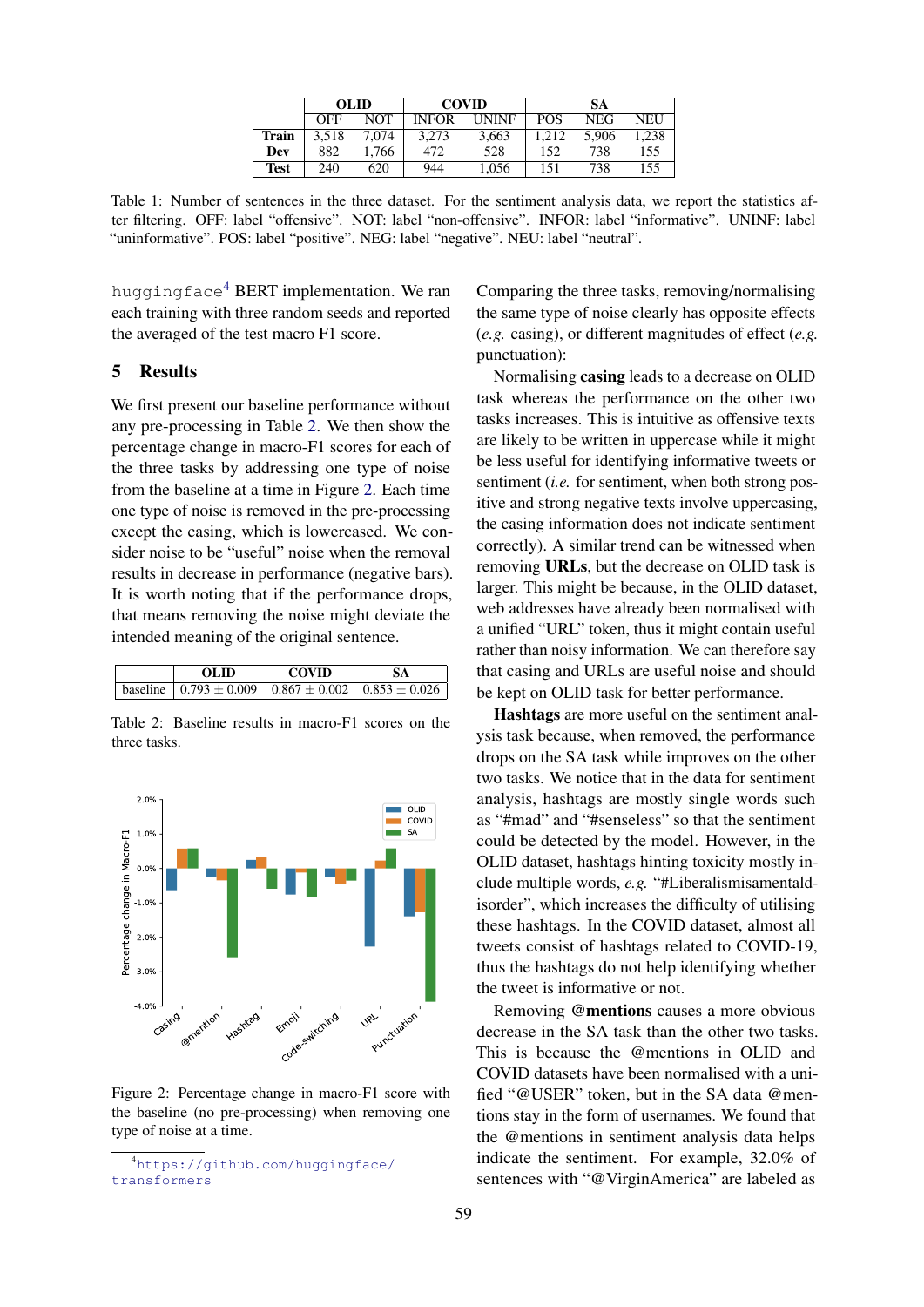| | OLID | | COVID | | SA | | |
|---|---|---|---|---|---|---|---|
| | OFF | NOT | INFOR | UNINF | POS | NEG | NEU |
| **Train** | 3,518 | 7,074 | 3,273 | 3,663 | 1,212 | 5,906 | 1,238 |
| **Dev** | 882 | 1,766 | 472 | 528 | 152 | 738 | 155 |
| **Test** | 240 | 620 | 944 | 1,056 | 151 | 738 | 155 |

Table 1: Number of sentences in the three dataset. For the sentiment analysis data, we report the statistics after filtering. OFF: label "offensive". NOT: label "non-offensive". INFOR: label "informative". UNINF: label "uninformative". POS: label "positive". NEG: label "negative". NEU: label "neutral".

huggingface[4] BERT implementation. We ran each training with three random seeds and reported the averaged of the test macro F1 score.

## 5 Results

We first present our baseline performance without any pre-processing in Table 2. We then show the percentage change in macro-F1 scores for each of the three tasks by addressing one type of noise from the baseline at a time in Figure 2. Each time one type of noise is removed in the pre-processing except the casing, which is lowercased. We consider noise to be "useful" noise when the removal results in decrease in performance (negative bars). It is worth noting that if the performance drops, that means removing the noise might deviate the intended meaning of the original sentence.

| | OLID | COVID | SA |
|---|---|---|---|
| baseline | $0.793 \pm 0.009$ | $0.867 \pm 0.002$ | $0.853 \pm 0.026$ |

Table 2: Baseline results in macro-F1 scores on the three tasks.

Figure 2: Percentage change in macro-F1 score with the baseline (no pre-processing) when removing one type of noise at a time.

[4] https://github.com/huggingface/transformers

Comparing the three tasks, removing/normalising the same type of noise clearly has opposite effects (*e.g.* casing), or different magnitudes of effect (*e.g.* punctuation):

Normalising **casing** leads to a decrease on OLID task whereas the performance on the other two tasks increases. This is intuitive as offensive texts are likely to be written in uppercase while it might be less useful for identifying informative tweets or sentiment (*i.e.* for sentiment, when both strong positive and strong negative texts involve uppercasing, the casing information does not indicate sentiment correctly). A similar trend can be witnessed when removing **URLs**, but the decrease on OLID task is larger. This might be because, in the OLID dataset, web addresses have already been normalised with a unified "URL" token, thus it might contain useful rather than noisy information. We can therefore say that casing and URLs are useful noise and should be kept on OLID task for better performance.

**Hashtags** are more useful on the sentiment analysis task because, when removed, the performance drops on the SA task while improves on the other two tasks. We notice that in the data for sentiment analysis, hashtags are mostly single words such as "#mad" and "#senseless" so that the sentiment could be detected by the model. However, in the OLID dataset, hashtags hinting toxicity mostly include multiple words, *e.g.* "#Liberalismisamentaldisorder", which increases the difficulty of utilising these hashtags. In the COVID dataset, almost all tweets consist of hashtags related to COVID-19, thus the hashtags do not help identifying whether the tweet is informative or not.

Removing **@mentions** causes a more obvious decrease in the SA task than the other two tasks. This is because the @mentions in OLID and COVID datasets have been normalised with a unified "@USER" token, but in the SA data @mentions stay in the form of usernames. We found that the @mentions in sentiment analysis data helps indicate the sentiment. For example, 32.0% of sentences with "@VirginAmerica" are labeled as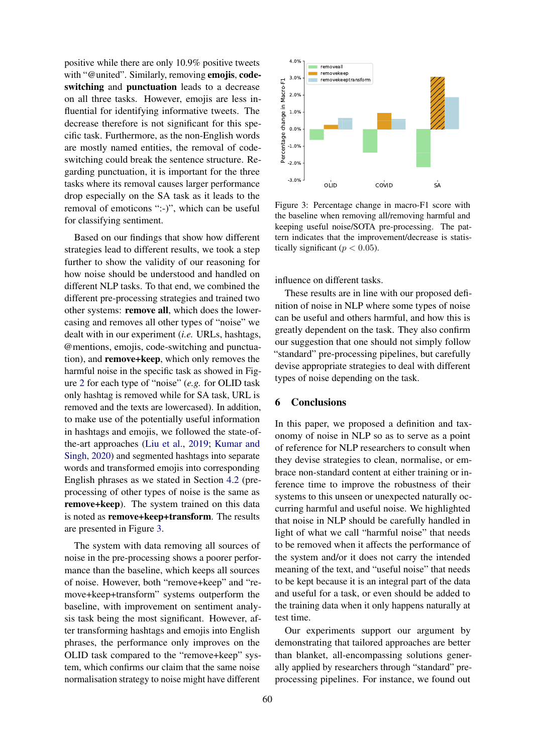positive while there are only 10.9% positive tweets with "@united". Similarly, removing **emojis**, **code-switching** and **punctuation** leads to a decrease on all three tasks. However, emojis are less influential for identifying informative tweets. The decrease therefore is not significant for this specific task. Furthermore, as the non-English words are mostly named entities, the removal of code-switching could break the sentence structure. Regarding punctuation, it is important for the three tasks where its removal causes larger performance drop especially on the SA task as it leads to the removal of emoticons ":-)", which can be useful for classifying sentiment.

Based on our findings that show how different strategies lead to different results, we took a step further to show the validity of our reasoning for how noise should be understood and handled on different NLP tasks. To that end, we combined the different pre-processing strategies and trained two other systems: **remove all**, which does the lowercasing and removes all other types of "noise" we dealt with in our experiment (*i.e.* URLs, hashtags, @mentions, emojis, code-switching and punctuation), and **remove+keep**, which only removes the harmful noise in the specific task as showed in Figure 2 for each type of "noise" (*e.g.* for OLID task only hashtag is removed while for SA task, URL is removed and the texts are lowercased). In addition, to make use of the potentially useful information in hashtags and emojis, we followed the state-of-the-art approaches (Liu et al., 2019; Kumar and Singh, 2020) and segmented hashtags into separate words and transformed emojis into corresponding English phrases as we stated in Section 4.2 (pre-processing of other types of noise is the same as **remove+keep**). The system trained on this data is noted as **remove+keep+transform**. The results are presented in Figure 3.

Figure 3: Percentage change in macro-F1 score with the baseline when removing all/removing harmful and keeping useful noise/SOTA pre-processing. The pattern indicates that the improvement/decrease is statistically significant ($p < 0.05$).

The system with data removing all sources of noise in the pre-processing shows a poorer performance than the baseline, which keeps all sources of noise. However, both "remove+keep" and "remove+keep+transform" systems outperform the baseline, with improvement on sentiment analysis task being the most significant. However, after transforming hashtags and emojis into English phrases, the performance only improves on the OLID task compared to the "remove+keep" system, which confirms our claim that the same noise normalisation strategy to noise might have different influence on different tasks.

These results are in line with our proposed definition of noise in NLP where some types of noise can be useful and others harmful, and how this is greatly dependent on the task. They also confirm our suggestion that one should not simply follow "standard" pre-processing pipelines, but carefully devise appropriate strategies to deal with different types of noise depending on the task.

## 6 Conclusions

In this paper, we proposed a definition and taxonomy of noise in NLP so as to serve as a point of reference for NLP researchers to consult when they devise strategies to clean, normalise, or embrace non-standard content at either training or inference time to improve the robustness of their systems to this unseen or unexpected naturally occurring harmful and useful noise. We highlighted that noise in NLP should be carefully handled in light of what we call "harmful noise" that needs to be removed when it affects the performance of the system and/or it does not carry the intended meaning of the text, and "useful noise" that needs to be kept because it is an integral part of the data and useful for a task, or even should be added to the training data when it only happens naturally at test time.

Our experiments support our argument by demonstrating that tailored approaches are better than blanket, all-encompassing solutions generally applied by researchers through "standard" pre-processing pipelines. For instance, we found out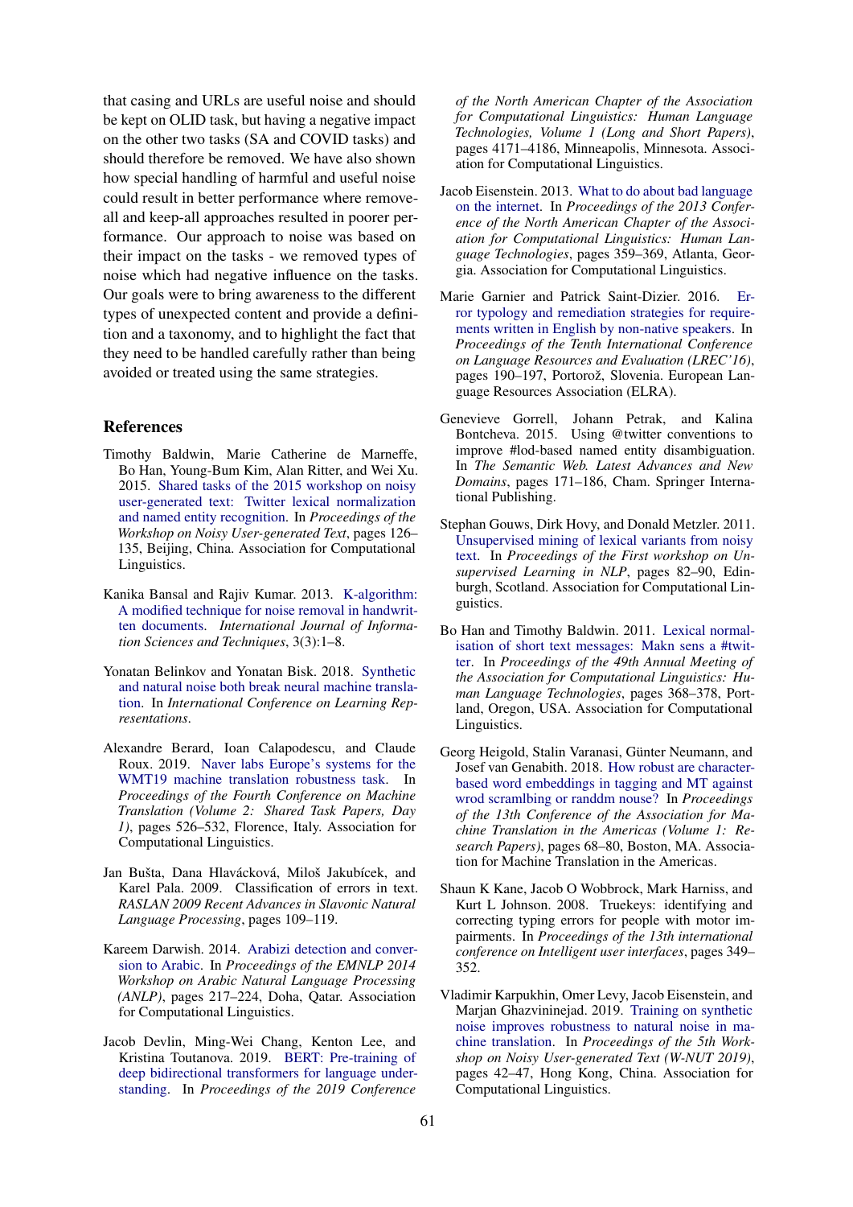that casing and URLs are useful noise and should be kept on OLID task, but having a negative impact on the other two tasks (SA and COVID tasks) and should therefore be removed. We have also shown how special handling of harmful and useful noise could result in better performance where remove-all and keep-all approaches resulted in poorer performance. Our approach to noise was based on their impact on the tasks - we removed types of noise which had negative influence on the tasks. Our goals were to bring awareness to the different types of unexpected content and provide a definition and a taxonomy, and to highlight the fact that they need to be handled carefully rather than being avoided or treated using the same strategies.

## References

Timothy Baldwin, Marie Catherine de Marneffe, Bo Han, Young-Bum Kim, Alan Ritter, and Wei Xu. 2015. Shared tasks of the 2015 workshop on noisy user-generated text: Twitter lexical normalization and named entity recognition. In *Proceedings of the Workshop on Noisy User-generated Text*, pages 126–135, Beijing, China. Association for Computational Linguistics.

Kanika Bansal and Rajiv Kumar. 2013. K-algorithm: A modified technique for noise removal in handwritten documents. *International Journal of Information Sciences and Techniques*, 3(3):1–8.

Yonatan Belinkov and Yonatan Bisk. 2018. Synthetic and natural noise both break neural machine translation. In *International Conference on Learning Representations*.

Alexandre Berard, Ioan Calapodescu, and Claude Roux. 2019. Naver labs Europe's systems for the WMT19 machine translation robustness task. In *Proceedings of the Fourth Conference on Machine Translation (Volume 2: Shared Task Papers, Day 1)*, pages 526–532, Florence, Italy. Association for Computational Linguistics.

Jan Bušta, Dana Hlaváčková, Miloš Jakubícek, and Karel Pala. 2009. Classification of errors in text. *RASLAN 2009 Recent Advances in Slavonic Natural Language Processing*, pages 109–119.

Kareem Darwish. 2014. Arabizi detection and conversion to Arabic. In *Proceedings of the EMNLP 2014 Workshop on Arabic Natural Language Processing (ANLP)*, pages 217–224, Doha, Qatar. Association for Computational Linguistics.

Jacob Devlin, Ming-Wei Chang, Kenton Lee, and Kristina Toutanova. 2019. BERT: Pre-training of deep bidirectional transformers for language understanding. In *Proceedings of the 2019 Conference of the North American Chapter of the Association for Computational Linguistics: Human Language Technologies, Volume 1 (Long and Short Papers)*, pages 4171–4186, Minneapolis, Minnesota. Association for Computational Linguistics.

Jacob Eisenstein. 2013. What to do about bad language on the internet. In *Proceedings of the 2013 Conference of the North American Chapter of the Association for Computational Linguistics: Human Language Technologies*, pages 359–369, Atlanta, Georgia. Association for Computational Linguistics.

Marie Garnier and Patrick Saint-Dizier. 2016. Error typology and remediation strategies for requirements written in English by non-native speakers. In *Proceedings of the Tenth International Conference on Language Resources and Evaluation (LREC'16)*, pages 190–197, Portorož, Slovenia. European Language Resources Association (ELRA).

Genevieve Gorrell, Johann Petrak, and Kalina Bontcheva. 2015. Using @twitter conventions to improve #lod-based named entity disambiguation. In *The Semantic Web. Latest Advances and New Domains*, pages 171–186, Cham. Springer International Publishing.

Stephan Gouws, Dirk Hovy, and Donald Metzler. 2011. Unsupervised mining of lexical variants from noisy text. In *Proceedings of the First workshop on Unsupervised Learning in NLP*, pages 82–90, Edinburgh, Scotland. Association for Computational Linguistics.

Bo Han and Timothy Baldwin. 2011. Lexical normalisation of short text messages: Makn sens a #twitter. In *Proceedings of the 49th Annual Meeting of the Association for Computational Linguistics: Human Language Technologies*, pages 368–378, Portland, Oregon, USA. Association for Computational Linguistics.

Georg Heigold, Stalin Varanasi, Günter Neumann, and Josef van Genabith. 2018. How robust are character-based word embeddings in tagging and MT against wrod scramlbing or randdm nouse? In *Proceedings of the 13th Conference of the Association for Machine Translation in the Americas (Volume 1: Research Papers)*, pages 68–80, Boston, MA. Association for Machine Translation in the Americas.

Shaun K Kane, Jacob O Wobbrock, Mark Harniss, and Kurt L Johnson. 2008. Truekeys: identifying and correcting typing errors for people with motor impairments. In *Proceedings of the 13th international conference on Intelligent user interfaces*, pages 349–352.

Vladimir Karpukhin, Omer Levy, Jacob Eisenstein, and Marjan Ghazvininejad. 2019. Training on synthetic noise improves robustness to natural noise in machine translation. In *Proceedings of the 5th Workshop on Noisy User-generated Text (W-NUT 2019)*, pages 42–47, Hong Kong, China. Association for Computational Linguistics.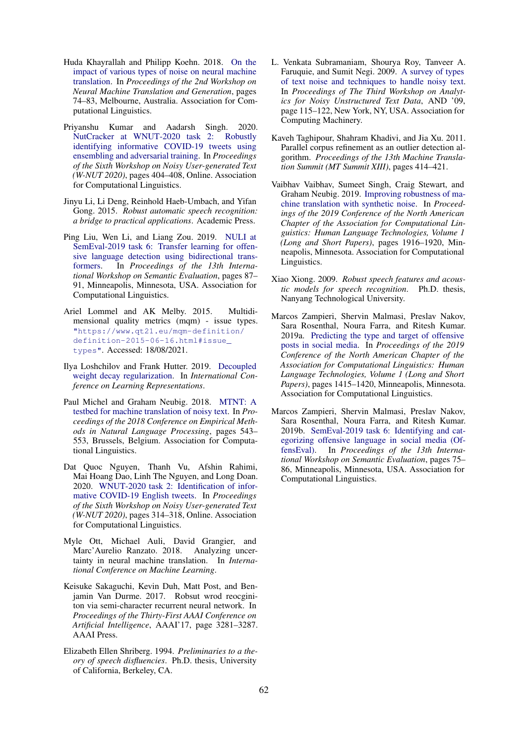Huda Khayrallah and Philipp Koehn. 2018. On the impact of various types of noise on neural machine translation. In *Proceedings of the 2nd Workshop on Neural Machine Translation and Generation*, pages 74–83, Melbourne, Australia. Association for Computational Linguistics.

Priyanshu Kumar and Aadarsh Singh. 2020. NutCracker at WNUT-2020 task 2: Robustly identifying informative COVID-19 tweets using ensembling and adversarial training. In *Proceedings of the Sixth Workshop on Noisy User-generated Text (W-NUT 2020)*, pages 404–408, Online. Association for Computational Linguistics.

Jinyu Li, Li Deng, Reinhold Haeb-Umbach, and Yifan Gong. 2015. *Robust automatic speech recognition: a bridge to practical applications*. Academic Press.

Ping Liu, Wen Li, and Liang Zou. 2019. NULI at SemEval-2019 task 6: Transfer learning for offensive language detection using bidirectional transformers. In *Proceedings of the 13th International Workshop on Semantic Evaluation*, pages 87–91, Minneapolis, Minnesota, USA. Association for Computational Linguistics.

Ariel Lommel and AK Melby. 2015. Multidimensional quality metrics (mqm) - issue types. "https://www.qt21.eu/mqm-definition/definition-2015-06-16.html#issue_types". Accessed: 18/08/2021.

Ilya Loshchilov and Frank Hutter. 2019. Decoupled weight decay regularization. In *International Conference on Learning Representations*.

Paul Michel and Graham Neubig. 2018. MTNT: A testbed for machine translation of noisy text. In *Proceedings of the 2018 Conference on Empirical Methods in Natural Language Processing*, pages 543–553, Brussels, Belgium. Association for Computational Linguistics.

Dat Quoc Nguyen, Thanh Vu, Afshin Rahimi, Mai Hoang Dao, Linh The Nguyen, and Long Doan. 2020. WNUT-2020 task 2: Identification of informative COVID-19 English tweets. In *Proceedings of the Sixth Workshop on Noisy User-generated Text (W-NUT 2020)*, pages 314–318, Online. Association for Computational Linguistics.

Myle Ott, Michael Auli, David Grangier, and Marc'Aurelio Ranzato. 2018. Analyzing uncertainty in neural machine translation. In *International Conference on Machine Learning*.

Keisuke Sakaguchi, Kevin Duh, Matt Post, and Benjamin Van Durme. 2017. Robsut wrod reocginiton via semi-character recurrent neural network. In *Proceedings of the Thirty-First AAAI Conference on Artificial Intelligence*, AAAI'17, page 3281–3287. AAAI Press.

Elizabeth Ellen Shriberg. 1994. *Preliminaries to a theory of speech disfluencies*. Ph.D. thesis, University of California, Berkeley, CA.

L. Venkata Subramaniam, Shourya Roy, Tanveer A. Faruquie, and Sumit Negi. 2009. A survey of types of text noise and techniques to handle noisy text. In *Proceedings of The Third Workshop on Analytics for Noisy Unstructured Text Data*, AND '09, page 115–122, New York, NY, USA. Association for Computing Machinery.

Kaveh Taghipour, Shahram Khadivi, and Jia Xu. 2011. Parallel corpus refinement as an outlier detection algorithm. *Proceedings of the 13th Machine Translation Summit (MT Summit XIII)*, pages 414–421.

Vaibhav Vaibhav, Sumeet Singh, Craig Stewart, and Graham Neubig. 2019. Improving robustness of machine translation with synthetic noise. In *Proceedings of the 2019 Conference of the North American Chapter of the Association for Computational Linguistics: Human Language Technologies, Volume 1 (Long and Short Papers)*, pages 1916–1920, Minneapolis, Minnesota. Association for Computational Linguistics.

Xiao Xiong. 2009. *Robust speech features and acoustic models for speech recognition*. Ph.D. thesis, Nanyang Technological University.

Marcos Zampieri, Shervin Malmasi, Preslav Nakov, Sara Rosenthal, Noura Farra, and Ritesh Kumar. 2019a. Predicting the type and target of offensive posts in social media. In *Proceedings of the 2019 Conference of the North American Chapter of the Association for Computational Linguistics: Human Language Technologies, Volume 1 (Long and Short Papers)*, pages 1415–1420, Minneapolis, Minnesota. Association for Computational Linguistics.

Marcos Zampieri, Shervin Malmasi, Preslav Nakov, Sara Rosenthal, Noura Farra, and Ritesh Kumar. 2019b. SemEval-2019 task 6: Identifying and categorizing offensive language in social media (OffensEval). In *Proceedings of the 13th International Workshop on Semantic Evaluation*, pages 75–86, Minneapolis, Minnesota, USA. Association for Computational Linguistics.